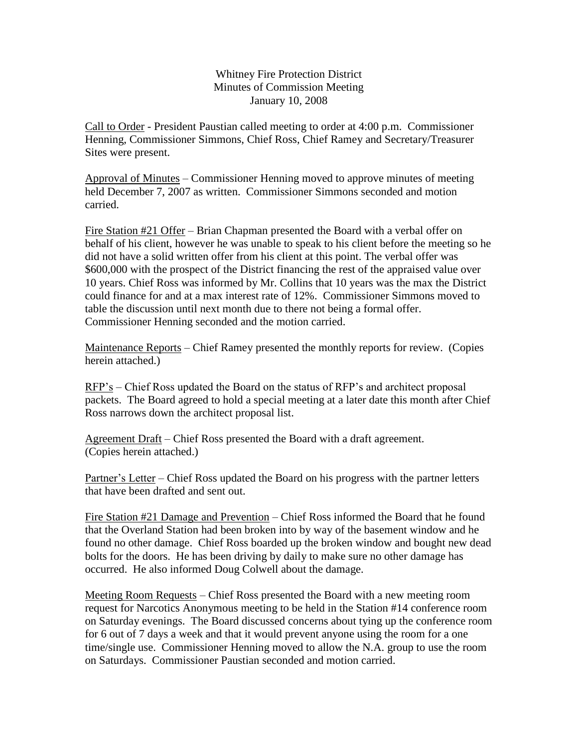# Whitney Fire Protection District
## Minutes of Commission Meeting
### January 10, 2008

Call to Order - President Paustian called meeting to order at 4:00 p.m. Commissioner Henning, Commissioner Simmons, Chief Ross, Chief Ramey and Secretary/Treasurer Sites were present.

Approval of Minutes – Commissioner Henning moved to approve minutes of meeting held December 7, 2007 as written. Commissioner Simmons seconded and motion carried.

Fire Station #21 Offer – Brian Chapman presented the Board with a verbal offer on behalf of his client, however he was unable to speak to his client before the meeting so he did not have a solid written offer from his client at this point. The verbal offer was $600,000 with the prospect of the District financing the rest of the appraised value over 10 years. Chief Ross was informed by Mr. Collins that 10 years was the max the District could finance for and at a max interest rate of 12%. Commissioner Simmons moved to table the discussion until next month due to there not being a formal offer. Commissioner Henning seconded and the motion carried.

Maintenance Reports – Chief Ramey presented the monthly reports for review. (Copies herein attached.)

RFP's – Chief Ross updated the Board on the status of RFP's and architect proposal packets. The Board agreed to hold a special meeting at a later date this month after Chief Ross narrows down the architect proposal list.

Agreement Draft – Chief Ross presented the Board with a draft agreement. (Copies herein attached.)

Partner's Letter – Chief Ross updated the Board on his progress with the partner letters that have been drafted and sent out.

Fire Station #21 Damage and Prevention – Chief Ross informed the Board that he found that the Overland Station had been broken into by way of the basement window and he found no other damage. Chief Ross boarded up the broken window and bought new dead bolts for the doors. He has been driving by daily to make sure no other damage has occurred. He also informed Doug Colwell about the damage.

Meeting Room Requests – Chief Ross presented the Board with a new meeting room request for Narcotics Anonymous meeting to be held in the Station #14 conference room on Saturday evenings. The Board discussed concerns about tying up the conference room for 6 out of 7 days a week and that it would prevent anyone using the room for a one time/single use. Commissioner Henning moved to allow the N.A. group to use the room on Saturdays. Commissioner Paustian seconded and motion carried.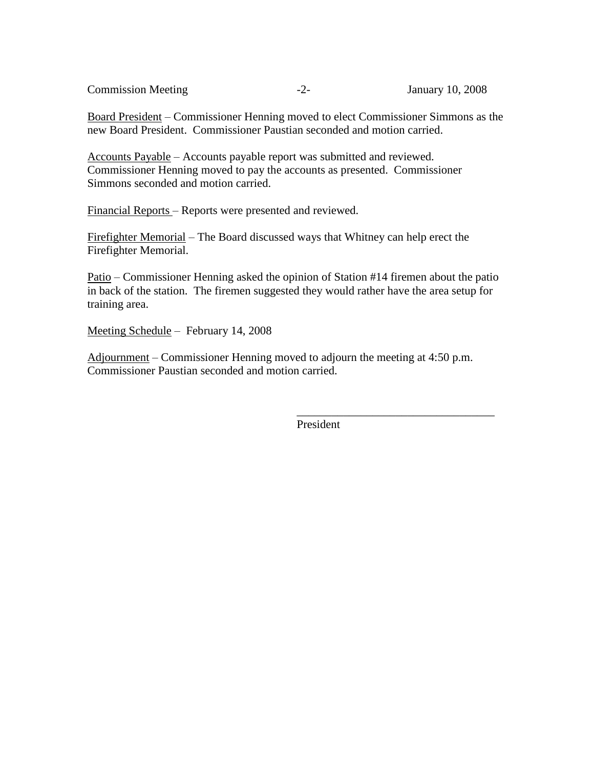Board President – Commissioner Henning moved to elect Commissioner Simmons as the new Board President. Commissioner Paustian seconded and motion carried.

Accounts Payable – Accounts payable report was submitted and reviewed. Commissioner Henning moved to pay the accounts as presented. Commissioner Simmons seconded and motion carried.

Financial Reports – Reports were presented and reviewed.

Firefighter Memorial – The Board discussed ways that Whitney can help erect the Firefighter Memorial.

Patio – Commissioner Henning asked the opinion of Station #14 firemen about the patio in back of the station. The firemen suggested they would rather have the area setup for training area.

Meeting Schedule – February 14, 2008

Adjournment – Commissioner Henning moved to adjourn the meeting at 4:50 p.m. Commissioner Paustian seconded and motion carried.

\_\_\_\_\_\_\_\_\_\_\_\_\_\_\_\_\_\_\_\_\_\_\_\_\_\_\_\_\_\_\_\_\_\_

President